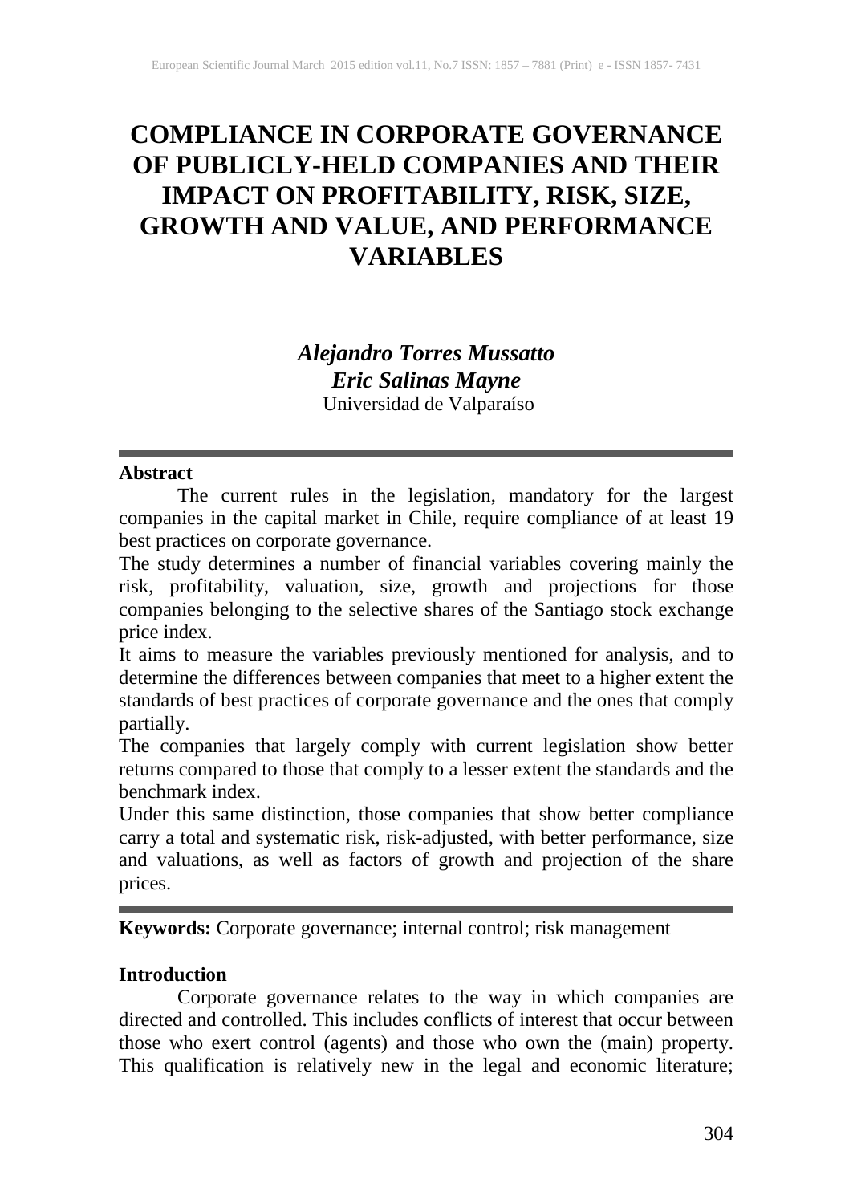# COMPLIANCE IN CORPORATE GOVERNANCE OF PUBLICLY-HELD COMPANIES AND THEIR IMPACT ON PROFITABILITY, RISK, SIZE, GROWTH AND VALUE, AND PERFORMANCE VARIABLES

***Alejandro Torres Mussatto***
***Eric Salinas Mayne***
Universidad de Valparaíso

---

**Abstract**

The current rules in the legislation, mandatory for the largest companies in the capital market in Chile, require compliance of at least 19 best practices on corporate governance.

The study determines a number of financial variables covering mainly the risk, profitability, valuation, size, growth and projections for those companies belonging to the selective shares of the Santiago stock exchange price index.

It aims to measure the variables previously mentioned for analysis, and to determine the differences between companies that meet to a higher extent the standards of best practices of corporate governance and the ones that comply partially.

The companies that largely comply with current legislation show better returns compared to those that comply to a lesser extent the standards and the benchmark index.

Under this same distinction, those companies that show better compliance carry a total and systematic risk, risk-adjusted, with better performance, size and valuations, as well as factors of growth and projection of the share prices.

---

**Keywords:** Corporate governance; internal control; risk management

## Introduction

Corporate governance relates to the way in which companies are directed and controlled. This includes conflicts of interest that occur between those who exert control (agents) and those who own the (main) property. This qualification is relatively new in the legal and economic literature;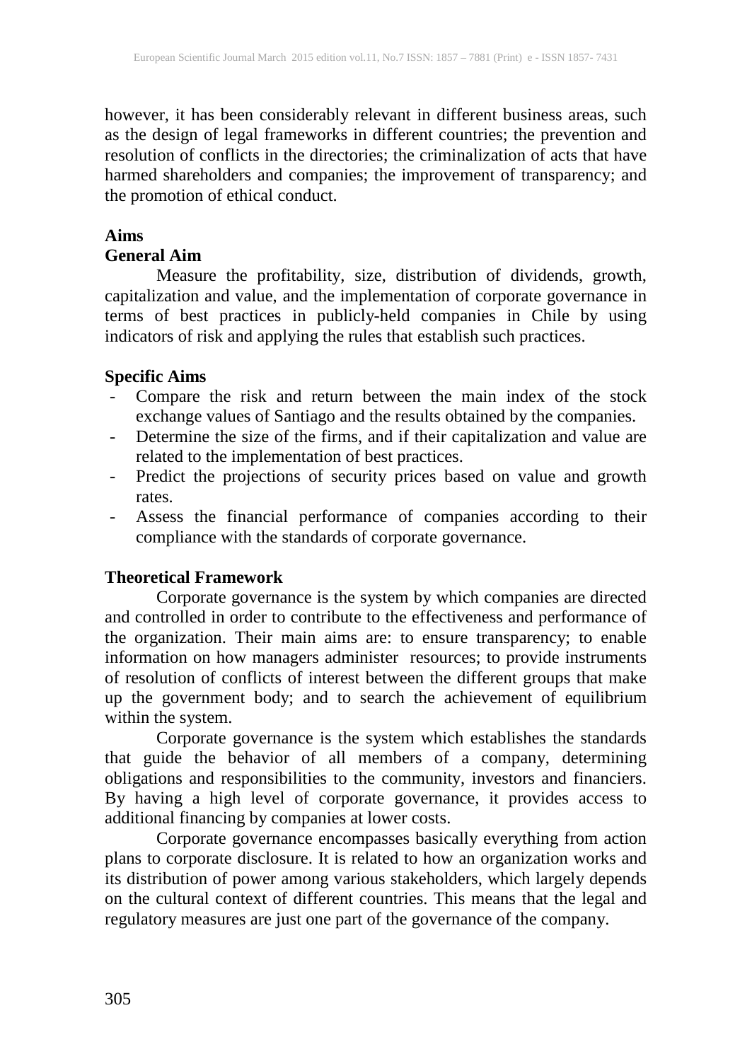however, it has been considerably relevant in different business areas, such as the design of legal frameworks in different countries; the prevention and resolution of conflicts in the directories; the criminalization of acts that have harmed shareholders and companies; the improvement of transparency; and the promotion of ethical conduct.

## Aims

### General Aim

Measure the profitability, size, distribution of dividends, growth, capitalization and value, and the implementation of corporate governance in terms of best practices in publicly-held companies in Chile by using indicators of risk and applying the rules that establish such practices.

### Specific Aims

- Compare the risk and return between the main index of the stock exchange values of Santiago and the results obtained by the companies.
- Determine the size of the firms, and if their capitalization and value are related to the implementation of best practices.
- Predict the projections of security prices based on value and growth rates.
- Assess the financial performance of companies according to their compliance with the standards of corporate governance.

## Theoretical Framework

Corporate governance is the system by which companies are directed and controlled in order to contribute to the effectiveness and performance of the organization. Their main aims are: to ensure transparency; to enable information on how managers administer resources; to provide instruments of resolution of conflicts of interest between the different groups that make up the government body; and to search the achievement of equilibrium within the system.

Corporate governance is the system which establishes the standards that guide the behavior of all members of a company, determining obligations and responsibilities to the community, investors and financiers. By having a high level of corporate governance, it provides access to additional financing by companies at lower costs.

Corporate governance encompasses basically everything from action plans to corporate disclosure. It is related to how an organization works and its distribution of power among various stakeholders, which largely depends on the cultural context of different countries. This means that the legal and regulatory measures are just one part of the governance of the company.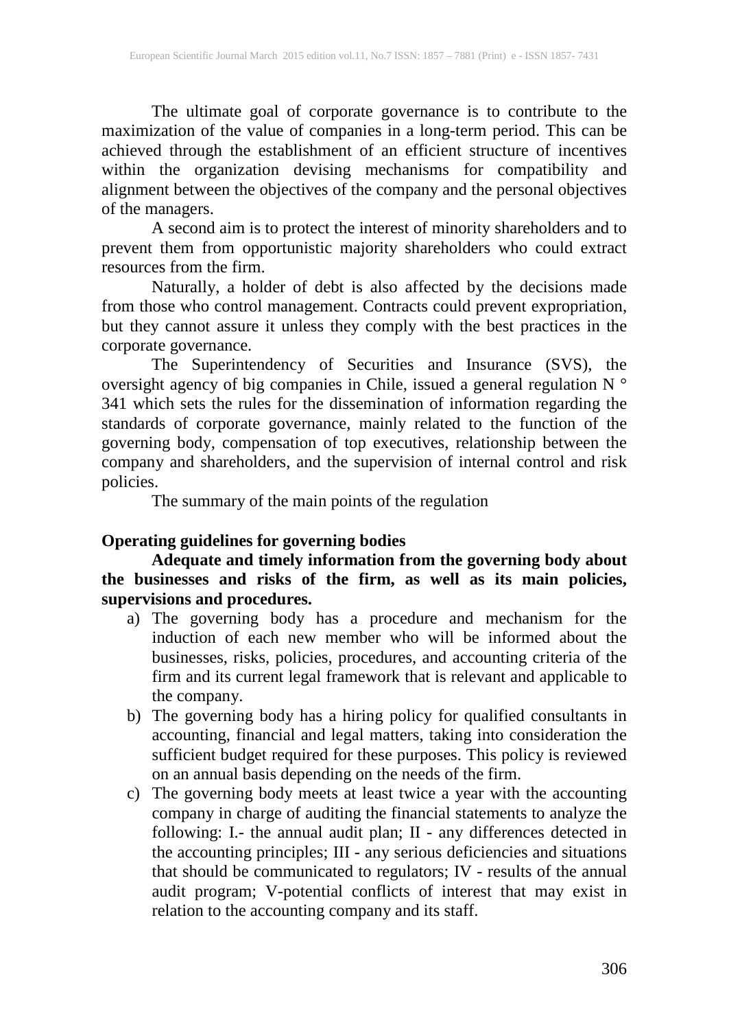The ultimate goal of corporate governance is to contribute to the maximization of the value of companies in a long-term period. This can be achieved through the establishment of an efficient structure of incentives within the organization devising mechanisms for compatibility and alignment between the objectives of the company and the personal objectives of the managers.

A second aim is to protect the interest of minority shareholders and to prevent them from opportunistic majority shareholders who could extract resources from the firm.

Naturally, a holder of debt is also affected by the decisions made from those who control management. Contracts could prevent expropriation, but they cannot assure it unless they comply with the best practices in the corporate governance.

The Superintendency of Securities and Insurance (SVS), the oversight agency of big companies in Chile, issued a general regulation N ° 341 which sets the rules for the dissemination of information regarding the standards of corporate governance, mainly related to the function of the governing body, compensation of top executives, relationship between the company and shareholders, and the supervision of internal control and risk policies.

The summary of the main points of the regulation

**Operating guidelines for governing bodies**

**Adequate and timely information from the governing body about the businesses and risks of the firm, as well as its main policies, supervisions and procedures.**

a) The governing body has a procedure and mechanism for the induction of each new member who will be informed about the businesses, risks, policies, procedures, and accounting criteria of the firm and its current legal framework that is relevant and applicable to the company.
b) The governing body has a hiring policy for qualified consultants in accounting, financial and legal matters, taking into consideration the sufficient budget required for these purposes. This policy is reviewed on an annual basis depending on the needs of the firm.
c) The governing body meets at least twice a year with the accounting company in charge of auditing the financial statements to analyze the following: I.- the annual audit plan; II - any differences detected in the accounting principles; III - any serious deficiencies and situations that should be communicated to regulators; IV - results of the annual audit program; V-potential conflicts of interest that may exist in relation to the accounting company and its staff.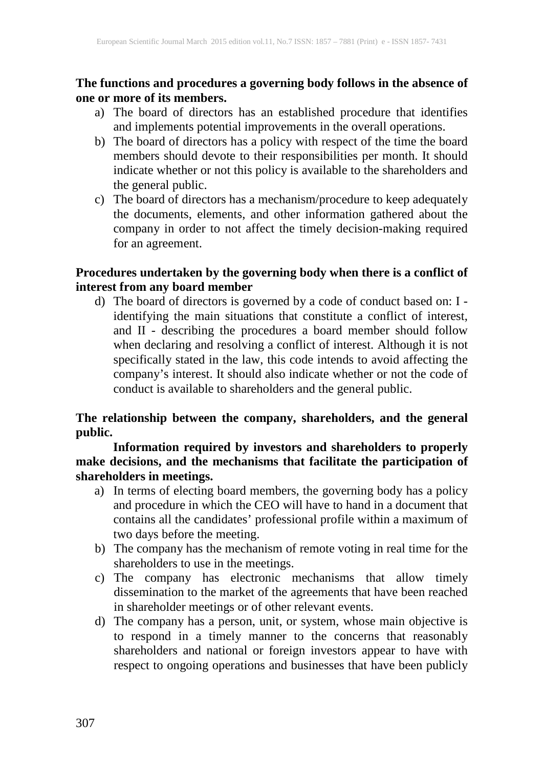**The functions and procedures a governing body follows in the absence of one or more of its members.**

a) The board of directors has an established procedure that identifies and implements potential improvements in the overall operations.
b) The board of directors has a policy with respect of the time the board members should devote to their responsibilities per month. It should indicate whether or not this policy is available to the shareholders and the general public.
c) The board of directors has a mechanism/procedure to keep adequately the documents, elements, and other information gathered about the company in order to not affect the timely decision-making required for an agreement.

**Procedures undertaken by the governing body when there is a conflict of interest from any board member**

d) The board of directors is governed by a code of conduct based on: I - identifying the main situations that constitute a conflict of interest, and II - describing the procedures a board member should follow when declaring and resolving a conflict of interest. Although it is not specifically stated in the law, this code intends to avoid affecting the company's interest. It should also indicate whether or not the code of conduct is available to shareholders and the general public.

**The relationship between the company, shareholders, and the general public.**

**Information required by investors and shareholders to properly make decisions, and the mechanisms that facilitate the participation of shareholders in meetings.**

a) In terms of electing board members, the governing body has a policy and procedure in which the CEO will have to hand in a document that contains all the candidates' professional profile within a maximum of two days before the meeting.
b) The company has the mechanism of remote voting in real time for the shareholders to use in the meetings.
c) The company has electronic mechanisms that allow timely dissemination to the market of the agreements that have been reached in shareholder meetings or of other relevant events.
d) The company has a person, unit, or system, whose main objective is to respond in a timely manner to the concerns that reasonably shareholders and national or foreign investors appear to have with respect to ongoing operations and businesses that have been publicly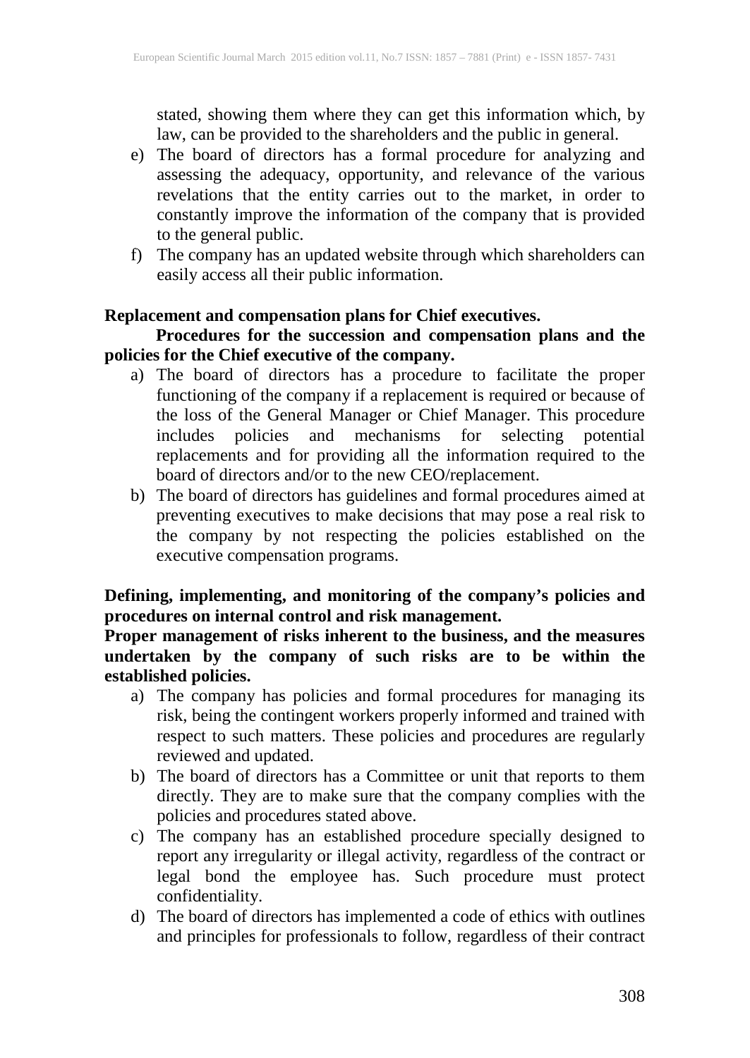stated, showing them where they can get this information which, by law, can be provided to the shareholders and the public in general.

e) The board of directors has a formal procedure for analyzing and assessing the adequacy, opportunity, and relevance of the various revelations that the entity carries out to the market, in order to constantly improve the information of the company that is provided to the general public.

f) The company has an updated website through which shareholders can easily access all their public information.

**Replacement and compensation plans for Chief executives.**

**Procedures for the succession and compensation plans and the policies for the Chief executive of the company.**

a) The board of directors has a procedure to facilitate the proper functioning of the company if a replacement is required or because of the loss of the General Manager or Chief Manager. This procedure includes policies and mechanisms for selecting potential replacements and for providing all the information required to the board of directors and/or to the new CEO/replacement.

b) The board of directors has guidelines and formal procedures aimed at preventing executives to make decisions that may pose a real risk to the company by not respecting the policies established on the executive compensation programs.

**Defining, implementing, and monitoring of the company's policies and procedures on internal control and risk management.**

**Proper management of risks inherent to the business, and the measures undertaken by the company of such risks are to be within the established policies.**

a) The company has policies and formal procedures for managing its risk, being the contingent workers properly informed and trained with respect to such matters. These policies and procedures are regularly reviewed and updated.

b) The board of directors has a Committee or unit that reports to them directly. They are to make sure that the company complies with the policies and procedures stated above.

c) The company has an established procedure specially designed to report any irregularity or illegal activity, regardless of the contract or legal bond the employee has. Such procedure must protect confidentiality.

d) The board of directors has implemented a code of ethics with outlines and principles for professionals to follow, regardless of their contract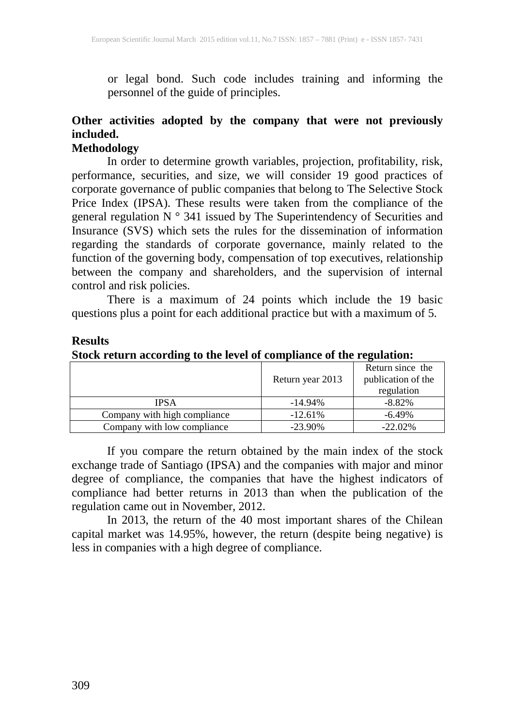or legal bond. Such code includes training and informing the personnel of the guide of principles.

**Other activities adopted by the company that were not previously included.**

**Methodology**

In order to determine growth variables, projection, profitability, risk, performance, securities, and size, we will consider 19 good practices of corporate governance of public companies that belong to The Selective Stock Price Index (IPSA). These results were taken from the compliance of the general regulation N ° 341 issued by The Superintendency of Securities and Insurance (SVS) which sets the rules for the dissemination of information regarding the standards of corporate governance, mainly related to the function of the governing body, compensation of top executives, relationship between the company and shareholders, and the supervision of internal control and risk policies.

There is a maximum of 24 points which include the 19 basic questions plus a point for each additional practice but with a maximum of 5.

**Results**

**Stock return according to the level of compliance of the regulation:**

| | Return year 2013 | Return since the publication of the regulation |
|---|---|---|
| IPSA | -14.94% | -8.82% |
| Company with high compliance | -12.61% | -6.49% |
| Company with low compliance | -23.90% | -22.02% |

If you compare the return obtained by the main index of the stock exchange trade of Santiago (IPSA) and the companies with major and minor degree of compliance, the companies that have the highest indicators of compliance had better returns in 2013 than when the publication of the regulation came out in November, 2012.

In 2013, the return of the 40 most important shares of the Chilean capital market was 14.95%, however, the return (despite being negative) is less in companies with a high degree of compliance.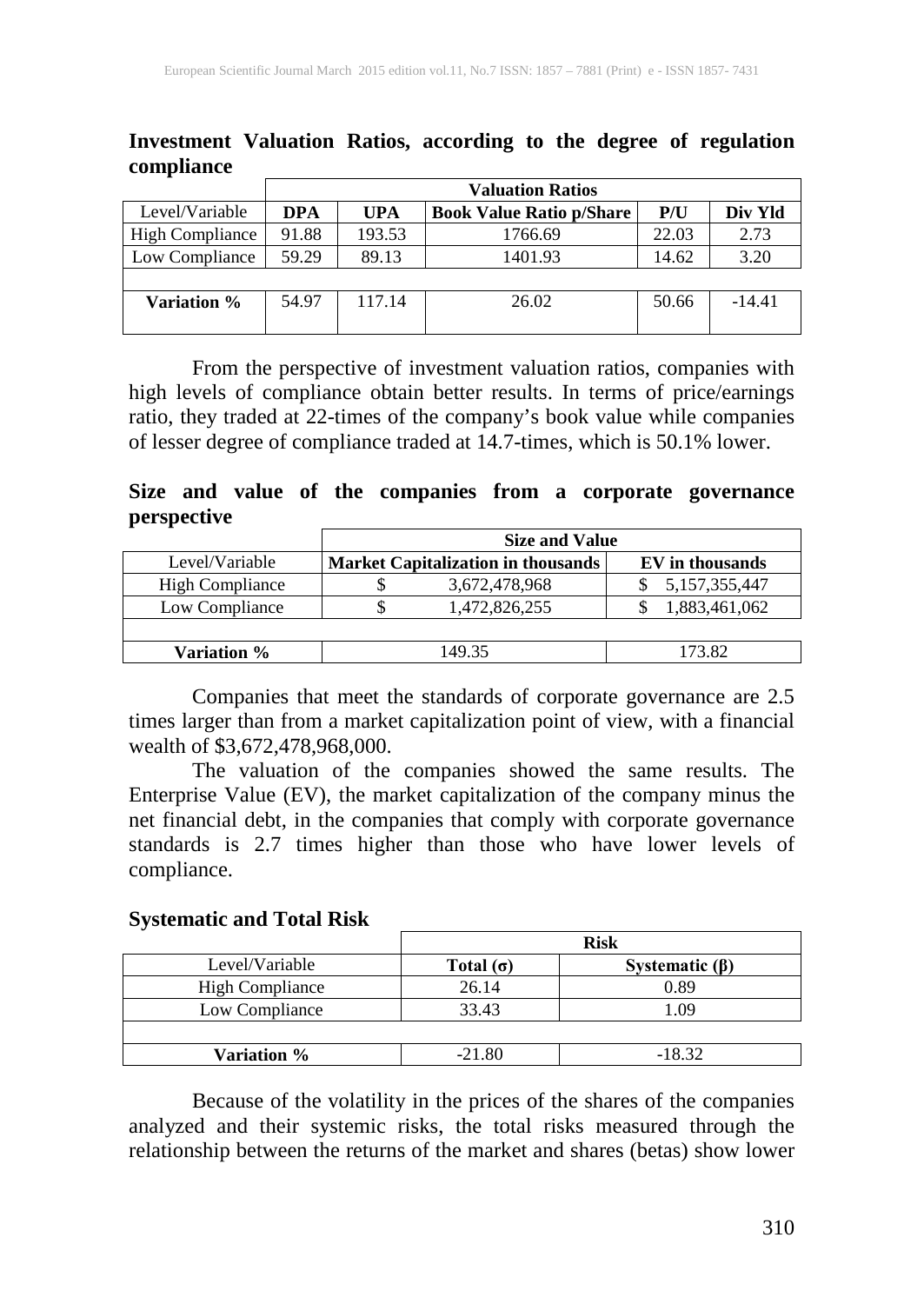**Investment Valuation Ratios, according to the degree of regulation compliance**

| | Valuation Ratios | | | | |
|---|---|---|---|---|---|
| Level/Variable | **DPA** | **UPA** | **Book Value Ratio p/Share** | **P/U** | **Div Yld** |
| High Compliance | 91.88 | 193.53 | 1766.69 | 22.03 | 2.73 |
| Low Compliance | 59.29 | 89.13 | 1401.93 | 14.62 | 3.20 |
| | | | | | |
| **Variation %** | 54.97 | 117.14 | 26.02 | 50.66 | -14.41 |

From the perspective of investment valuation ratios, companies with high levels of compliance obtain better results. In terms of price/earnings ratio, they traded at 22-times of the company's book value while companies of lesser degree of compliance traded at 14.7-times, which is 50.1% lower.

**Size and value of the companies from a corporate governance perspective**

| | Size and Value | |
|---|---|---|
| Level/Variable | **Market Capitalization in thousands** | **EV in thousands** |
| High Compliance | $ 3,672,478,968 | $ 5,157,355,447 |
| Low Compliance | $ 1,472,826,255 | $ 1,883,461,062 |
| | | |
| **Variation %** | 149.35 | 173.82 |

Companies that meet the standards of corporate governance are 2.5 times larger than from a market capitalization point of view, with a financial wealth of $3,672,478,968,000.

The valuation of the companies showed the same results. The Enterprise Value (EV), the market capitalization of the company minus the net financial debt, in the companies that comply with corporate governance standards is 2.7 times higher than those who have lower levels of compliance.

**Systematic and Total Risk**

| | Risk | |
|---|---|---|
| Level/Variable | **Total (σ)** | **Systematic (β)** |
| High Compliance | 26.14 | 0.89 |
| Low Compliance | 33.43 | 1.09 |
| | | |
| **Variation %** | -21.80 | -18.32 |

Because of the volatility in the prices of the shares of the companies analyzed and their systemic risks, the total risks measured through the relationship between the returns of the market and shares (betas) show lower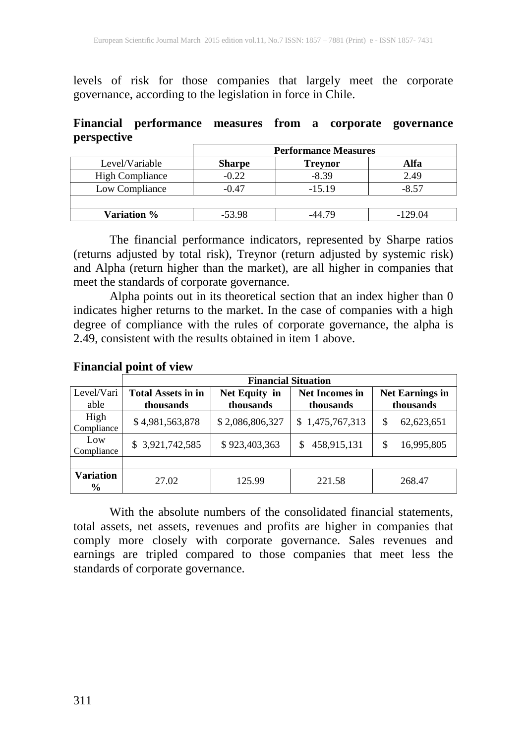levels of risk for those companies that largely meet the corporate governance, according to the legislation in force in Chile.

**Financial performance measures from a corporate governance perspective**

| | Performance Measures | | |
|---|---|---|---|
| Level/Variable | **Sharpe** | **Treynor** | **Alfa** |
| High Compliance | -0.22 | -8.39 | 2.49 |
| Low Compliance | -0.47 | -15.19 | -8.57 |
| | | | |
| **Variation %** | -53.98 | -44.79 | -129.04 |

The financial performance indicators, represented by Sharpe ratios (returns adjusted by total risk), Treynor (return adjusted by systemic risk) and Alpha (return higher than the market), are all higher in companies that meet the standards of corporate governance.

Alpha points out in its theoretical section that an index higher than 0 indicates higher returns to the market. In the case of companies with a high degree of compliance with the rules of corporate governance, the alpha is 2.49, consistent with the results obtained in item 1 above.

**Financial point of view**

| | Financial Situation | | | |
|---|---|---|---|---|
| Level/Variable | **Total Assets in in thousands** | **Net Equity in thousands** | **Net Incomes in thousands** | **Net Earnings in thousands** |
| High Compliance | $ 4,981,563,878 | $ 2,086,806,327 | $ 1,475,767,313 | $ 62,623,651 |
| Low Compliance | $ 3,921,742,585 | $ 923,403,363 | $ 458,915,131 | $ 16,995,805 |
| | | | | |
| **Variation %** | 27.02 | 125.99 | 221.58 | 268.47 |

With the absolute numbers of the consolidated financial statements, total assets, net assets, revenues and profits are higher in companies that comply more closely with corporate governance. Sales revenues and earnings are tripled compared to those companies that meet less the standards of corporate governance.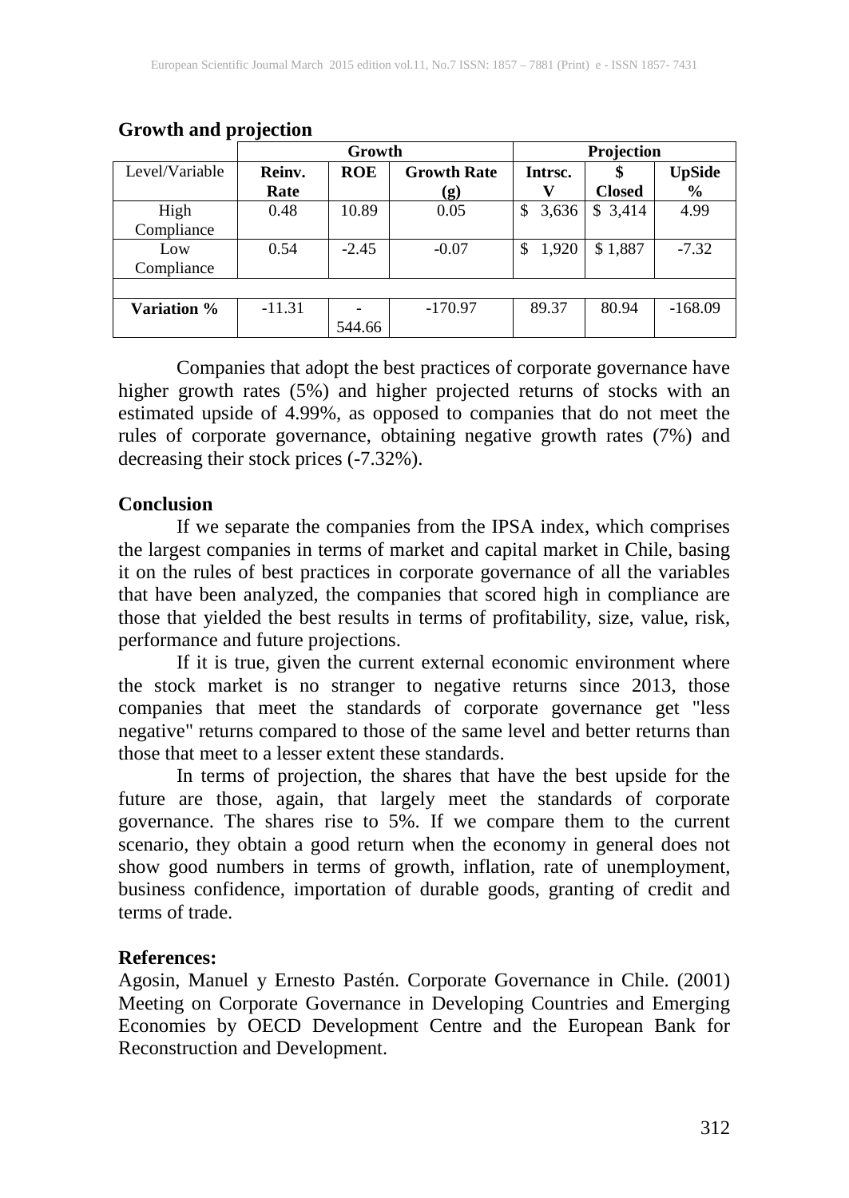**Growth and projection**

| | Growth | | | Projection | | |
|---|---|---|---|---|---|---|
| Level/Variable | **Reinv. Rate** | **ROE** | **Growth Rate (g)** | **Intrsc. V** | **$ Closed** | **UpSide %** |
| High Compliance | 0.48 | 10.89 | 0.05 | $ 3,636 | $ 3,414 | 4.99 |
| Low Compliance | 0.54 | -2.45 | -0.07 | $ 1,920 | $ 1,887 | -7.32 |
| | | | | | | |
| **Variation %** | -11.31 | -544.66 | -170.97 | 89.37 | 80.94 | -168.09 |

Companies that adopt the best practices of corporate governance have higher growth rates (5%) and higher projected returns of stocks with an estimated upside of 4.99%, as opposed to companies that do not meet the rules of corporate governance, obtaining negative growth rates (7%) and decreasing their stock prices (-7.32%).

## Conclusion

If we separate the companies from the IPSA index, which comprises the largest companies in terms of market and capital market in Chile, basing it on the rules of best practices in corporate governance of all the variables that have been analyzed, the companies that scored high in compliance are those that yielded the best results in terms of profitability, size, value, risk, performance and future projections.

If it is true, given the current external economic environment where the stock market is no stranger to negative returns since 2013, those companies that meet the standards of corporate governance get "less negative" returns compared to those of the same level and better returns than those that meet to a lesser extent these standards.

In terms of projection, the shares that have the best upside for the future are those, again, that largely meet the standards of corporate governance. The shares rise to 5%. If we compare them to the current scenario, they obtain a good return when the economy in general does not show good numbers in terms of growth, inflation, rate of unemployment, business confidence, importation of durable goods, granting of credit and terms of trade.

## References:

Agosin, Manuel y Ernesto Pastén. Corporate Governance in Chile. (2001) Meeting on Corporate Governance in Developing Countries and Emerging Economies by OECD Development Centre and the European Bank for Reconstruction and Development.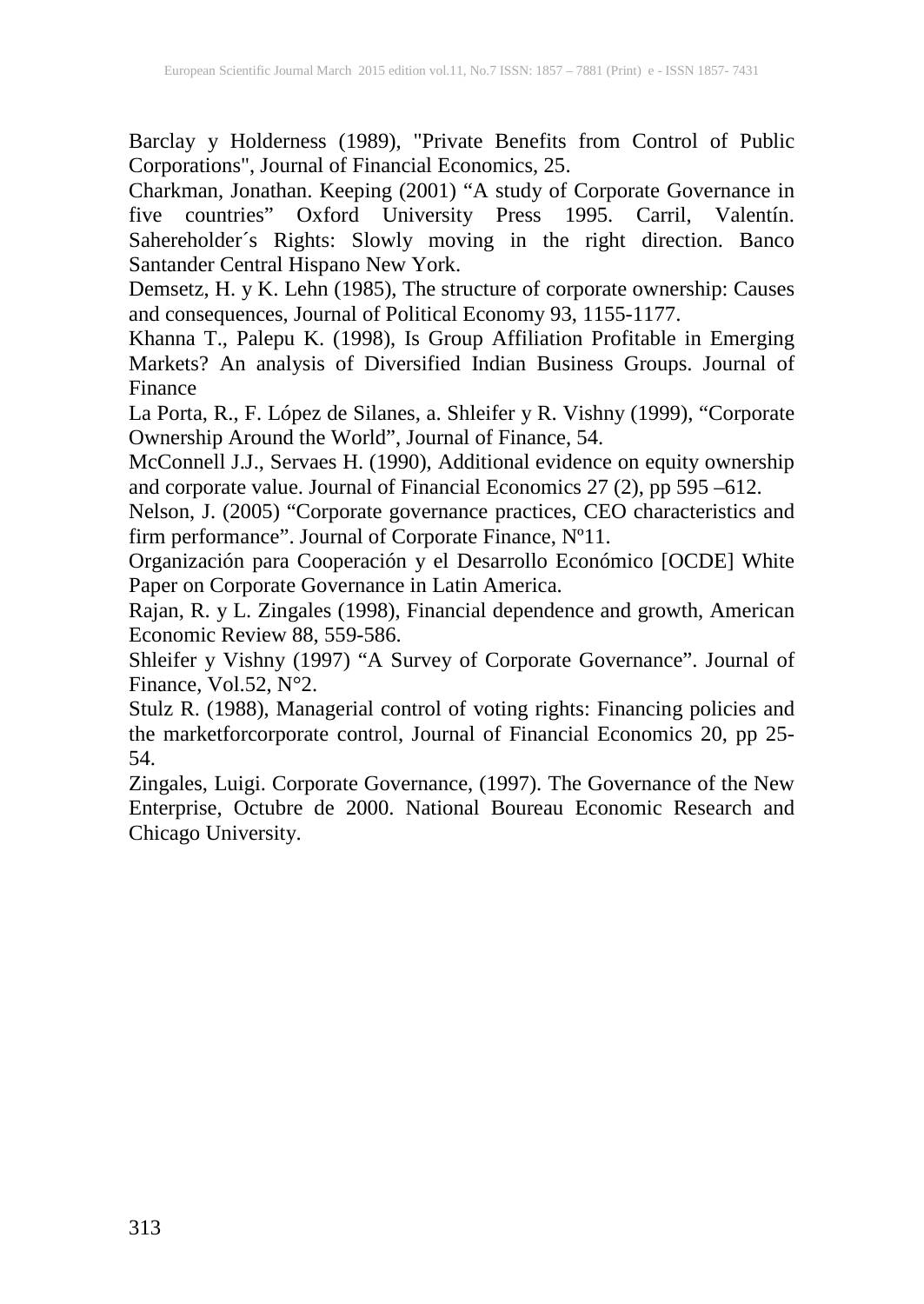Barclay y Holderness (1989), "Private Benefits from Control of Public Corporations", Journal of Financial Economics, 25.

Charkman, Jonathan. Keeping (2001) "A study of Corporate Governance in five countries" Oxford University Press 1995. Carril, Valentín. Sahereholder´s Rights: Slowly moving in the right direction. Banco Santander Central Hispano New York.

Demsetz, H. y K. Lehn (1985), The structure of corporate ownership: Causes and consequences, Journal of Political Economy 93, 1155-1177.

Khanna T., Palepu K. (1998), Is Group Affiliation Profitable in Emerging Markets? An analysis of Diversified Indian Business Groups. Journal of Finance

La Porta, R., F. López de Silanes, a. Shleifer y R. Vishny (1999), "Corporate Ownership Around the World", Journal of Finance, 54.

McConnell J.J., Servaes H. (1990), Additional evidence on equity ownership and corporate value. Journal of Financial Economics 27 (2), pp 595 –612.

Nelson, J. (2005) "Corporate governance practices, CEO characteristics and firm performance". Journal of Corporate Finance, Nº11.

Organización para Cooperación y el Desarrollo Económico [OCDE] White Paper on Corporate Governance in Latin America.

Rajan, R. y L. Zingales (1998), Financial dependence and growth, American Economic Review 88, 559-586.

Shleifer y Vishny (1997) "A Survey of Corporate Governance". Journal of Finance, Vol.52, N°2.

Stulz R. (1988), Managerial control of voting rights: Financing policies and the marketforcorporate control, Journal of Financial Economics 20, pp 25-54.

Zingales, Luigi. Corporate Governance, (1997). The Governance of the New Enterprise, Octubre de 2000. National Boureau Economic Research and Chicago University.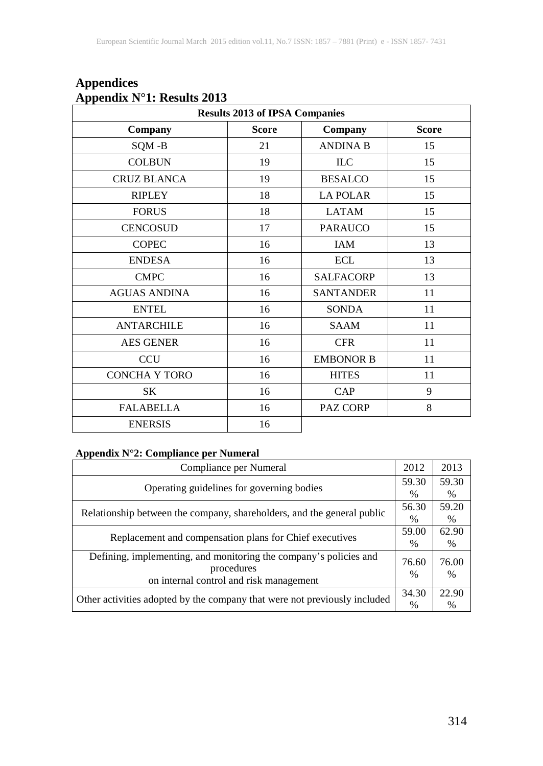# Appendices

## Appendix N°1: Results 2013

| Results 2013 of IPSA Companies | | | |
|---|---|---|---|
| **Company** | **Score** | **Company** | **Score** |
| SQM -B | 21 | ANDINA B | 15 |
| COLBUN | 19 | ILC | 15 |
| CRUZ BLANCA | 19 | BESALCO | 15 |
| RIPLEY | 18 | LA POLAR | 15 |
| FORUS | 18 | LATAM | 15 |
| CENCOSUD | 17 | PARAUCO | 15 |
| COPEC | 16 | IAM | 13 |
| ENDESA | 16 | ECL | 13 |
| CMPC | 16 | SALFACORP | 13 |
| AGUAS ANDINA | 16 | SANTANDER | 11 |
| ENTEL | 16 | SONDA | 11 |
| ANTARCHILE | 16 | SAAM | 11 |
| AES GENER | 16 | CFR | 11 |
| CCU | 16 | EMBONOR B | 11 |
| CONCHA Y TORO | 16 | HITES | 11 |
| SK | 16 | CAP | 9 |
| FALABELLA | 16 | PAZ CORP | 8 |
| ENERSIS | 16 | | |

## Appendix N°2: Compliance per Numeral

| Compliance per Numeral | 2012 | 2013 |
|---|---|---|
| Operating guidelines for governing bodies | 59.30 % | 59.30 % |
| Relationship between the company, shareholders, and the general public | 56.30 % | 59.20 % |
| Replacement and compensation plans for Chief executives | 59.00 % | 62.90 % |
| Defining, implementing, and monitoring the company's policies and procedures on internal control and risk management | 76.60 % | 76.00 % |
| Other activities adopted by the company that were not previously included | 34.30 % | 22.90 % |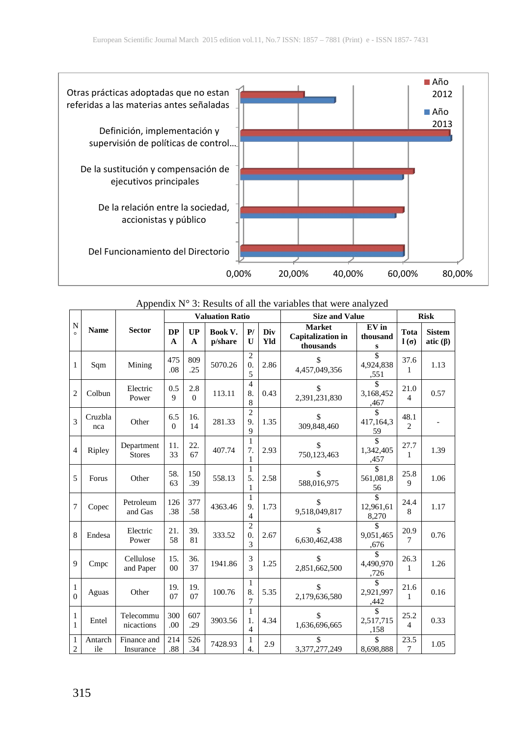Appendix N° 3: Results of all the variables that were analyzed

| N° | Name | Sector | Valuation Ratio | | | | | Size and Value | | Risk | |
|---|---|---|---|---|---|---|---|---|---|---|---|
| | | | DPA | UPA | Book V. p/share | P/U | Div Yld | Market Capitalization in thousands | EV in thousands | Total (σ) | Sistematic (β) |
| 1 | Sqm | Mining | 475.08 | 809.25 | 5070.26 | 20.5 | 2.86 | $ 4,457,049,356 | $ 4,924,838,551 | 37.61 | 1.13 |
| 2 | Colbun | Electric Power | 0.59 | 2.80 | 113.11 | 48.8 | 0.43 | $ 2,391,231,830 | $ 3,168,452,467 | 21.04 | 0.57 |
| 3 | Cruzblanca | Other | 6.50 | 16.14 | 281.33 | 29.9 | 1.35 | $ 309,848,460 | $ 417,164,359 | 48.12 | - |
| 4 | Ripley | Department Stores | 11.33 | 22.67 | 407.74 | 17.1 | 2.93 | $ 750,123,463 | $ 1,342,405,457 | 27.71 | 1.39 |
| 5 | Forus | Other | 58.63 | 150.39 | 558.13 | 15.1 | 2.58 | $ 588,016,975 | $ 561,081,856 | 25.89 | 1.06 |
| 7 | Copec | Petroleum and Gas | 126.38 | 377.58 | 4363.46 | 19.4 | 1.73 | $ 9,518,049,817 | $ 12,961,618,270 | 24.48 | 1.17 |
| 8 | Endesa | Electric Power | 21.58 | 39.81 | 333.52 | 20.3 | 2.67 | $ 6,630,462,438 | $ 9,051,465,676 | 20.97 | 0.76 |
| 9 | Cmpc | Cellulose and Paper | 15.00 | 36.37 | 1941.86 | 33 | 1.25 | $ 2,851,662,500 | $ 4,490,970,726 | 26.31 | 1.26 |
| 10 | Aguas | Other | 19.07 | 19.07 | 100.76 | 18.7 | 5.35 | $ 2,179,636,580 | $ 2,921,997,442 | 21.61 | 0.16 |
| 11 | Entel | Telecommunications | 300.00 | 607.29 | 3903.56 | 11.4 | 4.34 | $ 1,636,696,665 | $ 2,517,715,158 | 25.24 | 0.33 |
| 12 | Antarchile | Finance and Insurance | 214.88 | 526.34 | 7428.93 | 14. | 2.9 | $ 3,377,277,249 | $ 8,698,888 | 23.57 | 1.05 |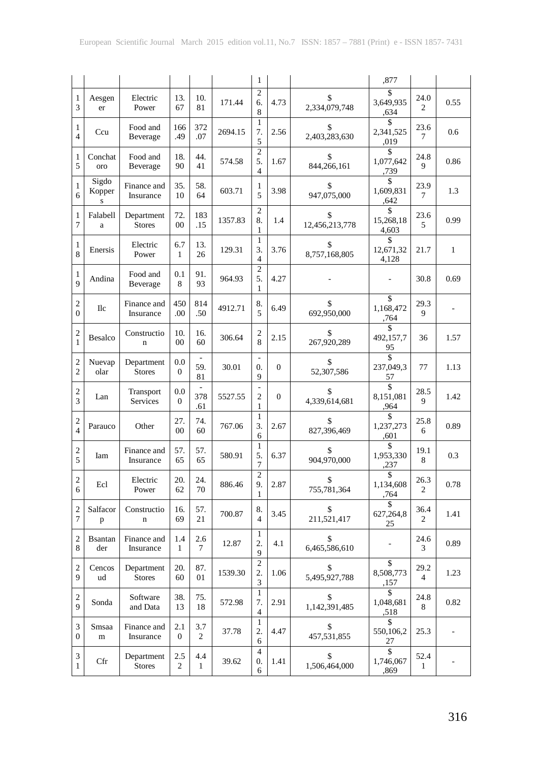| | | | | | | 1 | | | ,877 | | |
|---|---|---|---|---|---|---|---|---|---|---|---|
| 13 | Aesgener | Electric Power | 13.67 | 10.81 | 171.44 | 26.8 | 4.73 | $ 2,334,079,748 | $ 3,649,935,634 | 24.02 | 0.55 |
| 14 | Ccu | Food and Beverage | 166.49 | 372.07 | 2694.15 | 17.5 | 2.56 | $ 2,403,283,630 | $ 2,341,525,019 | 23.67 | 0.6 |
| 15 | Conchatoro | Food and Beverage | 18.90 | 44.41 | 574.58 | 25.4 | 1.67 | $ 844,266,161 | $ 1,077,642,739 | 24.89 | 0.86 |
| 16 | Sigdo Koppers | Finance and Insurance | 35.10 | 58.64 | 603.71 | 15 | 3.98 | $ 947,075,000 | $ 1,609,831,642 | 23.97 | 1.3 |
| 17 | Falabella | Department Stores | 72.00 | 183.15 | 1357.83 | 28.1 | 1.4 | $ 12,456,213,778 | $ 15,268,184,603 | 23.65 | 0.99 |
| 18 | Enersis | Electric Power | 6.71 | 13.26 | 129.31 | 13.4 | 3.76 | $ 8,757,168,805 | $ 12,671,324,128 | 21.7 | 1 |
| 19 | Andina | Food and Beverage | 0.18 | 91.93 | 964.93 | 25.1 | 4.27 | - | - | 30.8 | 0.69 |
| 20 | Ilc | Finance and Insurance | 450.00 | 814.50 | 4912.71 | 8.5 | 6.49 | $ 692,950,000 | $ 1,168,472,764 | 29.39 | - |
| 21 | Besalco | Construction | 10.00 | 16.60 | 306.64 | 28 | 2.15 | $ 267,920,289 | $ 492,157,795 | 36 | 1.57 |
| 22 | Nuevapolar | Department Stores | 0.00 | -59.81 | 30.01 | -0.9 | 0 | $ 52,307,586 | $ 237,049,357 | 77 | 1.13 |
| 23 | Lan | Transport Services | 0.00 | -378.61 | 5527.55 | -21 | 0 | $ 4,339,614,681 | $ 8,151,081,964 | 28.59 | 1.42 |
| 24 | Parauco | Other | 27.00 | 74.60 | 767.06 | 13.6 | 2.67 | $ 827,396,469 | $ 1,237,273,601 | 25.86 | 0.89 |
| 25 | Iam | Finance and Insurance | 57.65 | 57.65 | 580.91 | 15.7 | 6.37 | $ 904,970,000 | $ 1,953,330,237 | 19.18 | 0.3 |
| 26 | Ecl | Electric Power | 20.62 | 24.70 | 886.46 | 29.1 | 2.87 | $ 755,781,364 | $ 1,134,608,764 | 26.32 | 0.78 |
| 27 | Salfacorp | Construction | 16.69 | 57.21 | 700.87 | 8.4 | 3.45 | $ 211,521,417 | $ 627,264,825 | 36.42 | 1.41 |
| 28 | Bsantander | Finance and Insurance | 1.41 | 2.67 | 12.87 | 12.9 | 4.1 | $ 6,465,586,610 | - | 24.63 | 0.89 |
| 29 | Cencosud | Department Stores | 20.60 | 87.01 | 1539.30 | 22.3 | 1.06 | $ 5,495,927,788 | $ 8,508,773,157 | 29.24 | 1.23 |
| 29 | Sonda | Software and Data | 38.13 | 75.18 | 572.98 | 17.4 | 2.91 | $ 1,142,391,485 | $ 1,048,681,518 | 24.88 | 0.82 |
| 30 | Smsaam | Finance and Insurance | 2.10 | 3.72 | 37.78 | 12.6 | 4.47 | $ 457,531,855 | $ 550,106,227 | 25.3 | - |
| 31 | Cfr | Department Stores | 2.52 | 4.41 | 39.62 | 40.6 | 1.41 | $ 1,506,464,000 | $ 1,746,067,869 | 52.41 | - |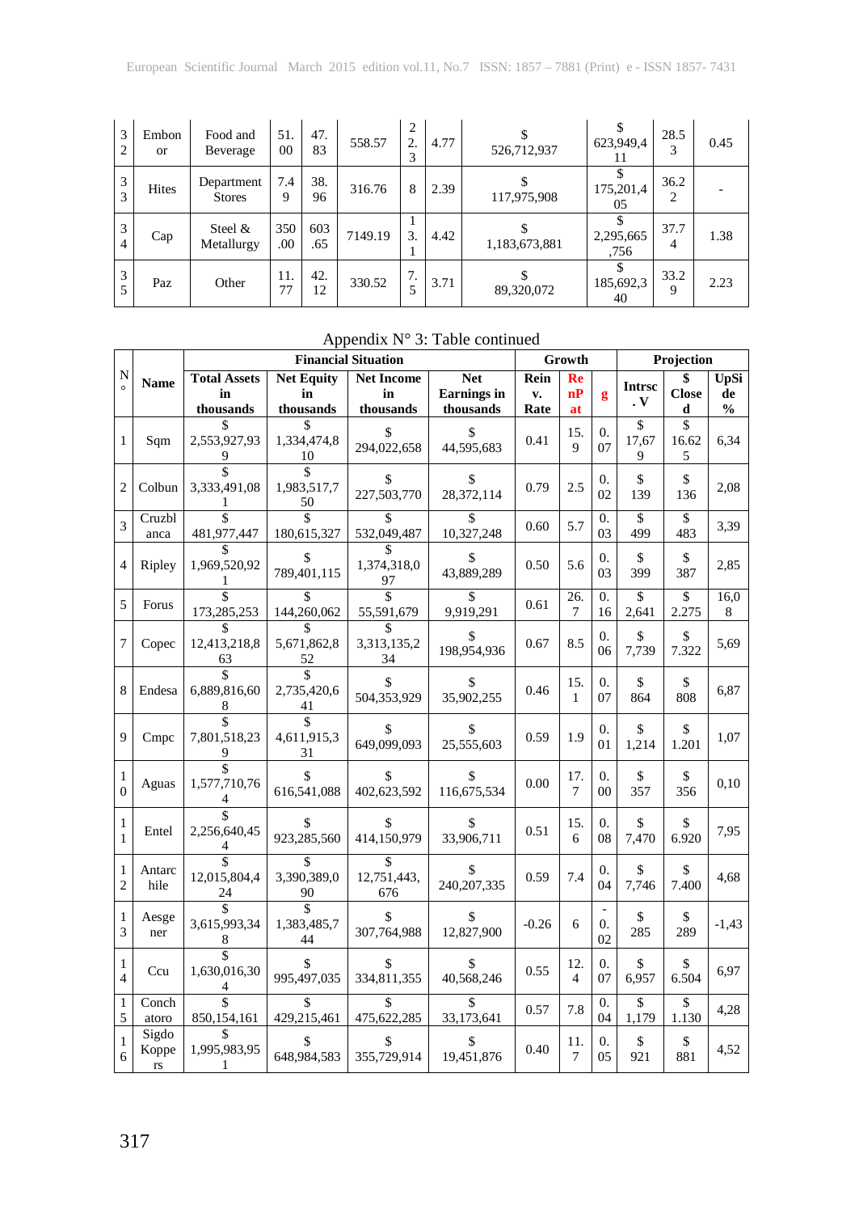| 32 | Embonor | Food and Beverage | 51.00 | 47.83 | 558.57 | 22.3 | 4.77 | $ 526,712,937 | $ 623,949,411 | 28.53 | 0.45 |
|---|---|---|---|---|---|---|---|---|---|---|---|
| 33 | Hites | Department Stores | 7.49 | 38.96 | 316.76 | 8 | 2.39 | $ 117,975,908 | $ 175,201,405 | 36.22 | - |
| 34 | Cap | Steel & Metallurgy | 350.00 | 603.65 | 7149.19 | 13.1 | 4.42 | $ 1,183,673,881 | $ 2,295,665,756 | 37.74 | 1.38 |
| 35 | Paz | Other | 11.77 | 42.12 | 330.52 | 7.5 | 3.71 | $ 89,320,072 | $ 185,692,340 | 33.29 | 2.23 |

Appendix N° 3: Table continued

| N° | Name | Financial Situation | | | | Growth | | | Projection | | |
|---|---|---|---|---|---|---|---|---|---|---|---|
| | | **Total Assets in thousands** | **Net Equity in thousands** | **Net Income in thousands** | **Net Earnings in thousands** | **Reinv. Rate** | **RenPat** | **g** | **Intrsc. V** | **$ Closed** | **UpSide %** |
| 1 | Sqm | $ 2,553,927,939 | $ 1,334,474,810 | $ 294,022,658 | $ 44,595,683 | 0.41 | 15.9 | 0.07 | $ 17,679 | $ 16.625 | 6,34 |
| 2 | Colbun | $ 3,333,491,081 | $ 1,983,517,750 | $ 227,503,770 | $ 28,372,114 | 0.79 | 2.5 | 0.02 | $ 139 | $ 136 | 2,08 |
| 3 | Cruzblanca | $ 481,977,447 | $ 180,615,327 | $ 532,049,487 | $ 10,327,248 | 0.60 | 5.7 | 0.03 | $ 499 | $ 483 | 3,39 |
| 4 | Ripley | $ 1,969,520,921 | $ 789,401,115 | $ 1,374,318,097 | $ 43,889,289 | 0.50 | 5.6 | 0.03 | $ 399 | $ 387 | 2,85 |
| 5 | Forus | $ 173,285,253 | $ 144,260,062 | $ 55,591,679 | $ 9,919,291 | 0.61 | 26.7 | 0.16 | $ 2,641 | $ 2.275 | 16,08 |
| 7 | Copec | $ 12,413,218,863 | $ 5,671,862,852 | $ 3,313,135,234 | $ 198,954,936 | 0.67 | 8.5 | 0.06 | $ 7,739 | $ 7.322 | 5,69 |
| 8 | Endesa | $ 6,889,816,608 | $ 2,735,420,641 | $ 504,353,929 | $ 35,902,255 | 0.46 | 15.1 | 0.07 | $ 864 | $ 808 | 6,87 |
| 9 | Cmpc | $ 7,801,518,239 | $ 4,611,915,331 | $ 649,099,093 | $ 25,555,603 | 0.59 | 1.9 | 0.01 | $ 1,214 | $ 1.201 | 1,07 |
| 10 | Aguas | $ 1,577,710,764 | $ 616,541,088 | $ 402,623,592 | $ 116,675,534 | 0.00 | 17.7 | 0.00 | $ 357 | $ 356 | 0,10 |
| 11 | Entel | $ 2,256,640,454 | $ 923,285,560 | $ 414,150,979 | $ 33,906,711 | 0.51 | 15.6 | 0.08 | $ 7,470 | $ 6.920 | 7,95 |
| 12 | Antarchile | $ 12,015,804,424 | $ 3,390,389,090 | $ 12,751,443,676 | $ 240,207,335 | 0.59 | 7.4 | 0.04 | $ 7,746 | $ 7.400 | 4,68 |
| 13 | Aesgener | $ 3,615,993,348 | $ 1,383,485,744 | $ 307,764,988 | $ 12,827,900 | -0.26 | 6 | -0.02 | $ 285 | $ 289 | -1,43 |
| 14 | Ccu | $ 1,630,016,304 | $ 995,497,035 | $ 334,811,355 | $ 40,568,246 | 0.55 | 12.4 | 0.07 | $ 6,957 | $ 6.504 | 6,97 |
| 15 | Conchatoro | $ 850,154,161 | $ 429,215,461 | $ 475,622,285 | $ 33,173,641 | 0.57 | 7.8 | 0.04 | $ 1,179 | $ 1.130 | 4,28 |
| 16 | Sigdo Koppers | $ 1,995,983,951 | $ 648,984,583 | $ 355,729,914 | $ 19,451,876 | 0.40 | 11.7 | 0.05 | $ 921 | $ 881 | 4,52 |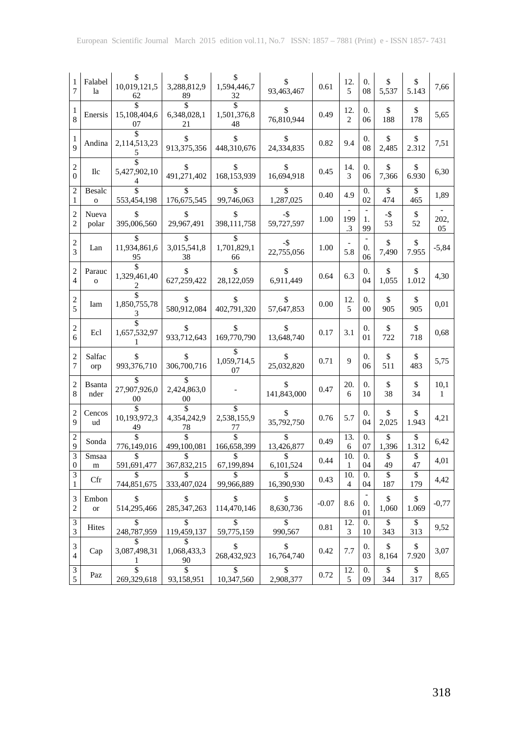| | | | | | | | | | | | |
|---|---|---|---|---|---|---|---|---|---|---|---|
| 17 | Falabella | $ 10,019,121,562 | $ 3,288,812,989 | $ 1,594,446,732 | $ 93,463,467 | 0.61 | 12.5 | 0.08 | $ 5,537 | $ 5.143 | 7,66 |
| 18 | Enersis | $ 15,108,404,607 | $ 6,348,028,121 | $ 1,501,376,848 | $ 76,810,944 | 0.49 | 12.2 | 0.06 | $ 188 | $ 178 | 5,65 |
| 19 | Andina | $ 2,114,513,235 | $ 913,375,356 | $ 448,310,676 | $ 24,334,835 | 0.82 | 9.4 | 0.08 | $ 2,485 | $ 2.312 | 7,51 |
| 20 | Ilc | $ 5,427,902,104 | $ 491,271,402 | $ 168,153,939 | $ 16,694,918 | 0.45 | 14.3 | 0.06 | $ 7,366 | $ 6.930 | 6,30 |
| 21 | Besalco | $ 553,454,198 | $ 176,675,545 | $ 99,746,063 | $ 1,287,025 | 0.40 | 4.9 | 0.02 | $ 474 | $ 465 | 1,89 |
| 22 | Nueva polar | $ 395,006,560 | $ 29,967,491 | $ 398,111,758 | -$ 59,727,597 | 1.00 | -199.3 | -1.99 | -$ 53 | $ 52 | -202,05 |
| 23 | Lan | $ 11,934,861,695 | $ 3,015,541,838 | $ 1,701,829,166 | -$ 22,755,056 | 1.00 | -5.8 | -0.06 | $ 7,490 | $ 7.955 | -5,84 |
| 24 | Paraucо | $ 1,329,461,402 | $ 627,259,422 | $ 28,122,059 | $ 6,911,449 | 0.64 | 6.3 | 0.04 | $ 1,055 | $ 1.012 | 4,30 |
| 25 | Iam | $ 1,850,755,783 | $ 580,912,084 | $ 402,791,320 | $ 57,647,853 | 0.00 | 12.5 | 0.00 | $ 905 | $ 905 | 0,01 |
| 26 | Ecl | $ 1,657,532,971 | $ 933,712,643 | $ 169,770,790 | $ 13,648,740 | 0.17 | 3.1 | 0.01 | $ 722 | $ 718 | 0,68 |
| 27 | Salfacorp | $ 993,376,710 | $ 306,700,716 | $ 1,059,714,507 | $ 25,032,820 | 0.71 | 9 | 0.06 | $ 511 | $ 483 | 5,75 |
| 28 | Bsantander | $ 27,907,926,000 | $ 2,424,863,000 | - | $ 141,843,000 | 0.47 | 20.6 | 0.10 | $ 38 | $ 34 | 10,11 |
| 29 | Cencosud | $ 10,193,972,349 | $ 4,354,242,978 | $ 2,538,155,977 | $ 35,792,750 | 0.76 | 5.7 | 0.04 | $ 2,025 | $ 1.943 | 4,21 |
| 29 | Sonda | $ 776,149,016 | $ 499,100,081 | $ 166,658,399 | $ 13,426,877 | 0.49 | 13.6 | 0.07 | $ 1,396 | $ 1.312 | 6,42 |
| 30 | Smsaam | $ 591,691,477 | $ 367,832,215 | $ 67,199,894 | $ 6,101,524 | 0.44 | 10.1 | 0.04 | $ 49 | $ 47 | 4,01 |
| 31 | Cfr | $ 744,851,675 | $ 333,407,024 | $ 99,966,889 | $ 16,390,930 | 0.43 | 10.4 | 0.04 | $ 187 | $ 179 | 4,42 |
| 32 | Embonor | $ 514,295,466 | $ 285,347,263 | $ 114,470,146 | $ 8,630,736 | -0.07 | 8.6 | -0.01 | $ 1,060 | $ 1.069 | -0,77 |
| 33 | Hites | $ 248,787,959 | $ 119,459,137 | $ 59,775,159 | $ 990,567 | 0.81 | 12.3 | 0.10 | $ 343 | $ 313 | 9,52 |
| 34 | Cap | $ 3,087,498,311 | $ 1,068,433,390 | $ 268,432,923 | $ 16,764,740 | 0.42 | 7.7 | 0.03 | $ 8,164 | $ 7.920 | 3,07 |
| 35 | Paz | $ 269,329,618 | $ 93,158,951 | $ 10,347,560 | $ 2,908,377 | 0.72 | 12.5 | 0.09 | $ 344 | $ 317 | 8,65 |